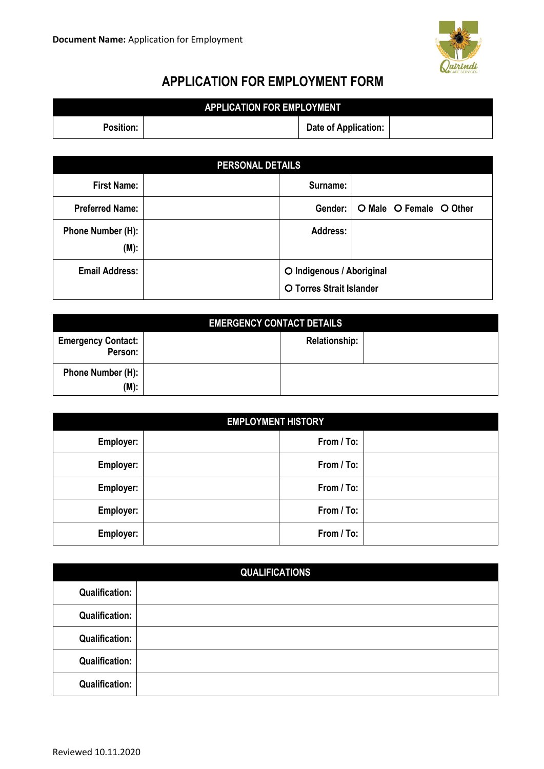**Document Name:** Application for Employment

# APPLICATION FOR EMPLOYMENT FORM

| APPLICATION FOR EMPLOYMENT | | | |
|---|---|---|---|
| **Position:** | | **Date of Application:** | |

| PERSONAL DETAILS | | | |
|---|---|---|---|
| **First Name:** | | **Surname:** | |
| **Preferred Name:** | | **Gender:** | O Male O Female O Other |
| **Phone Number (H): (M):** | | **Address:** | |
| **Email Address:** | | O Indigenous / Aboriginal O Torres Strait Islander | |

| EMERGENCY CONTACT DETAILS | | | |
|---|---|---|---|
| **Emergency Contact: Person:** | | **Relationship:** | |
| **Phone Number (H): (M):** | | | |

| EMPLOYMENT HISTORY | | | |
|---|---|---|---|
| **Employer:** | | **From / To:** | |
| **Employer:** | | **From / To:** | |
| **Employer:** | | **From / To:** | |
| **Employer:** | | **From / To:** | |
| **Employer:** | | **From / To:** | |

| QUALIFICATIONS | |
|---|---|
| **Qualification:** | |
| **Qualification:** | |
| **Qualification:** | |
| **Qualification:** | |
| **Qualification:** | |

Reviewed 10.11.2020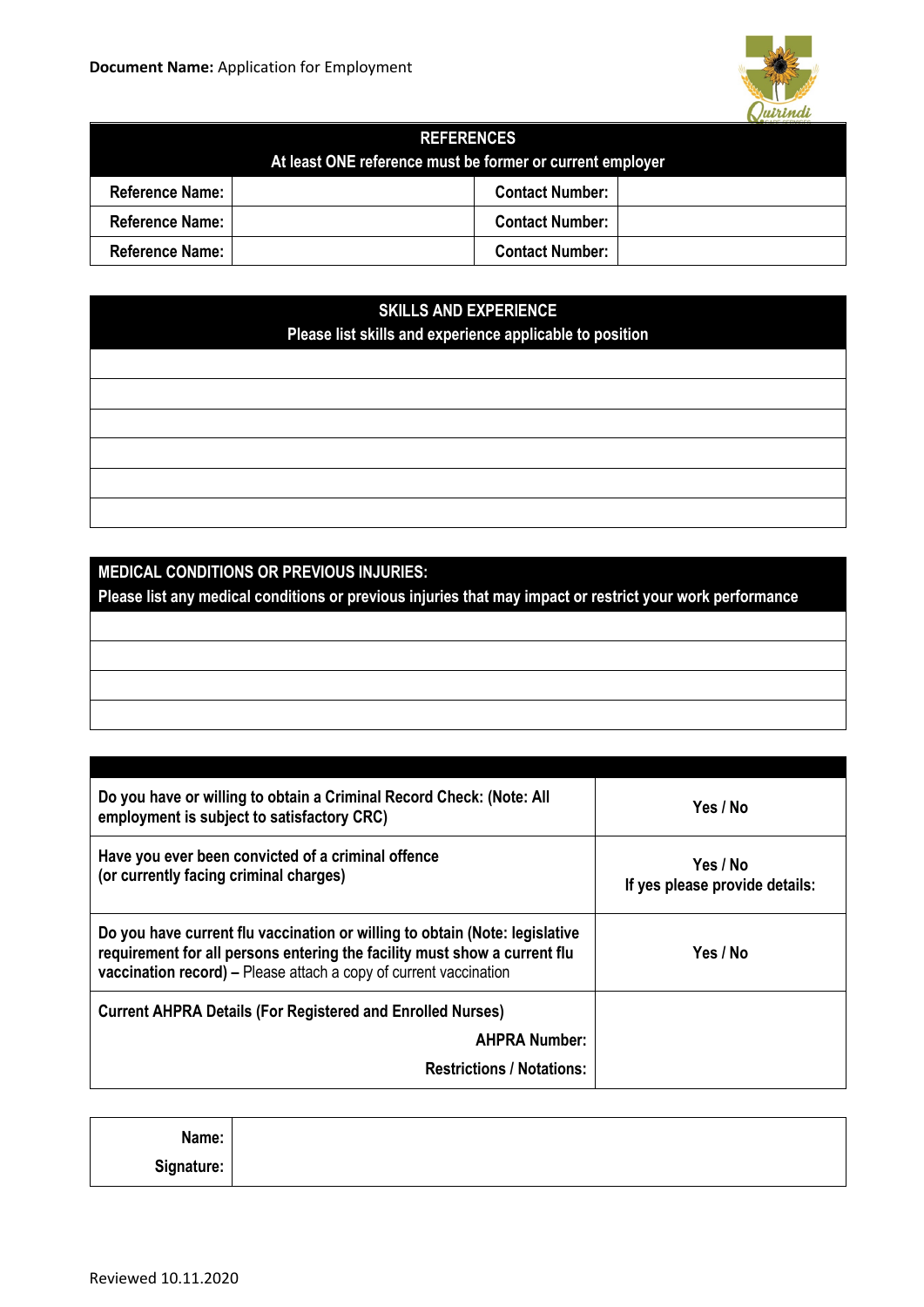**Document Name:** Application for Employment

| REFERENCES<br>At least ONE reference must be former or current employer | | | |
|---|---|---|---|
| **Reference Name:** | | **Contact Number:** | |
| **Reference Name:** | | **Contact Number:** | |
| **Reference Name:** | | **Contact Number:** | |

| SKILLS AND EXPERIENCE<br>Please list skills and experience applicable to position |
|---|
| |
| |
| |
| |
| |
| |

| MEDICAL CONDITIONS OR PREVIOUS INJURIES:<br>Please list any medical conditions or previous injuries that may impact or restrict your work performance |
|---|
| |
| |
| |
| |

| | |
|---|---|
| **Do you have or willing to obtain a Criminal Record Check: (Note: All employment is subject to satisfactory CRC)** | **Yes / No** |
| **Have you ever been convicted of a criminal offence (or currently facing criminal charges)** | **Yes / No**<br>**If yes please provide details:** |
| **Do you have current flu vaccination or willing to obtain (Note: legislative requirement for all persons entering the facility must show a current flu vaccination record) –** Please attach a copy of current vaccination | **Yes / No** |
| **Current AHPRA Details (For Registered and Enrolled Nurses)**<br>**AHPRA Number:**<br>**Restrictions / Notations:** | |

| | |
|---|---|
| **Name:**<br>**Signature:** | |

Reviewed 10.11.2020